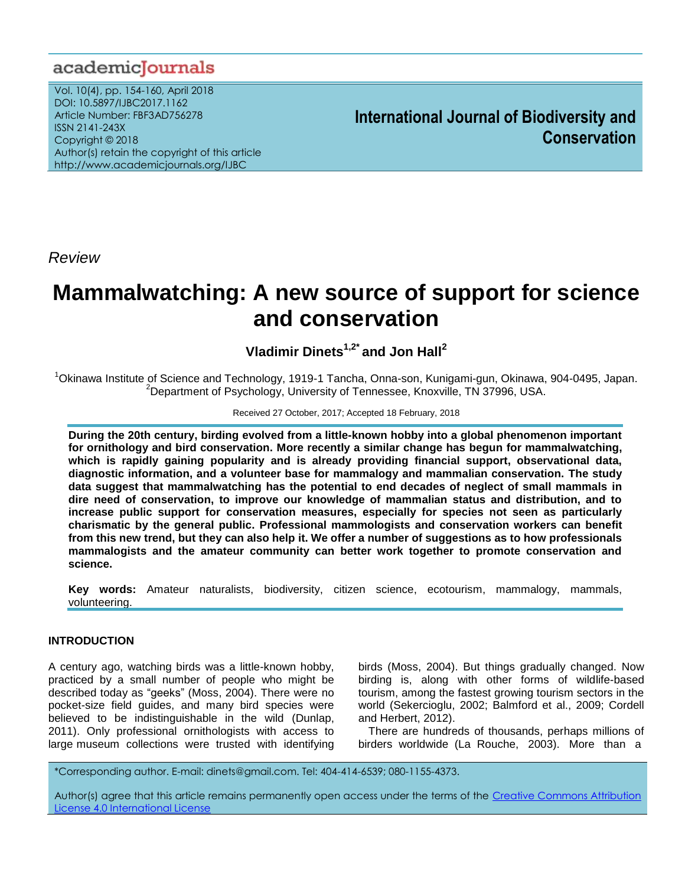academicJournals

Vol. 10(4), pp. 154-160, April 2018
DOI: 10.5897/IJBC2017.1162
Article Number: FBF3AD756278
ISSN 2141-243X
Copyright © 2018
Author(s) retain the copyright of this article
http://www.academicjournals.org/IJBC

**International Journal of Biodiversity and Conservation**

*Review*

# Mammalwatching: A new source of support for science and conservation

**Vladimir Dinets[1,2*] and Jon Hall[2]**

[1]Okinawa Institute of Science and Technology, 1919-1 Tancha, Onna-son, Kunigami-gun, Okinawa, 904-0495, Japan.
[2]Department of Psychology, University of Tennessee, Knoxville, TN 37996, USA.

Received 27 October, 2017; Accepted 18 February, 2018

**During the 20th century, birding evolved from a little-known hobby into a global phenomenon important for ornithology and bird conservation. More recently a similar change has begun for mammalwatching, which is rapidly gaining popularity and is already providing financial support, observational data, diagnostic information, and a volunteer base for mammalogy and mammalian conservation. The study data suggest that mammalwatching has the potential to end decades of neglect of small mammals in dire need of conservation, to improve our knowledge of mammalian status and distribution, and to increase public support for conservation measures, especially for species not seen as particularly charismatic by the general public. Professional mammologists and conservation workers can benefit from this new trend, but they can also help it. We offer a number of suggestions as to how professionals mammalogists and the amateur community can better work together to promote conservation and science.**

**Key words:** Amateur naturalists, biodiversity, citizen science, ecotourism, mammalogy, mammals, volunteering.

## INTRODUCTION

A century ago, watching birds was a little-known hobby, practiced by a small number of people who might be described today as "geeks" (Moss, 2004). There were no pocket-size field guides, and many bird species were believed to be indistinguishable in the wild (Dunlap, 2011). Only professional ornithologists with access to large museum collections were trusted with identifying birds (Moss, 2004). But things gradually changed. Now birding is, along with other forms of wildlife-based tourism, among the fastest growing tourism sectors in the world (Sekercioglu, 2002; Balmford et al., 2009; Cordell and Herbert, 2012).

There are hundreds of thousands, perhaps millions of birders worldwide (La Rouche, 2003). More than a

*Corresponding author. E-mail: dinets@gmail.com. Tel: 404-414-6539; 080-1155-4373.

Author(s) agree that this article remains permanently open access under the terms of the Creative Commons Attribution License 4.0 International License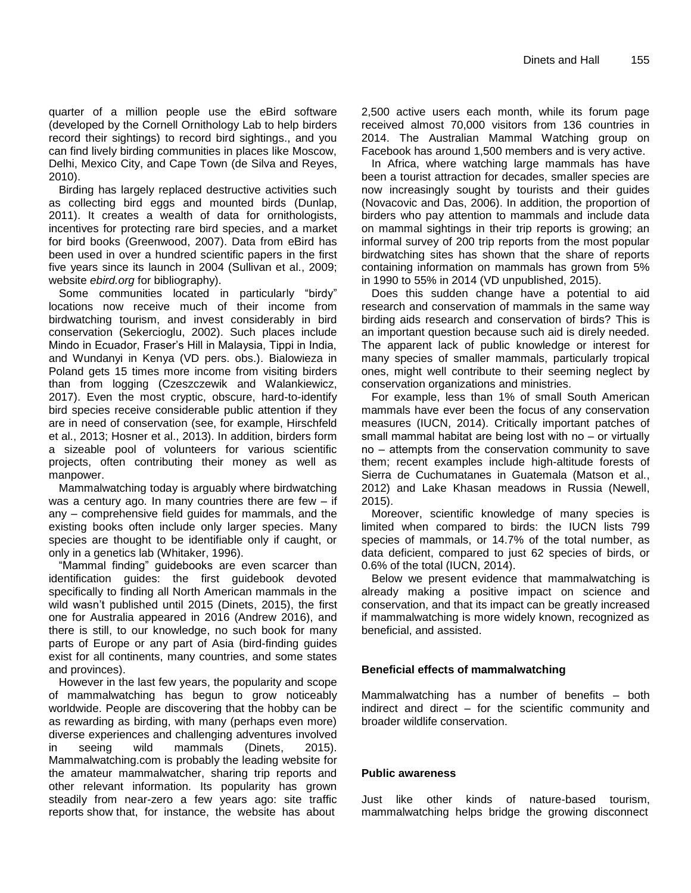quarter of a million people use the eBird software (developed by the Cornell Ornithology Lab to help birders record their sightings) to record bird sightings., and you can find lively birding communities in places like Moscow, Delhi, Mexico City, and Cape Town (de Silva and Reyes, 2010).

Birding has largely replaced destructive activities such as collecting bird eggs and mounted birds (Dunlap, 2011). It creates a wealth of data for ornithologists, incentives for protecting rare bird species, and a market for bird books (Greenwood, 2007). Data from eBird has been used in over a hundred scientific papers in the first five years since its launch in 2004 (Sullivan et al., 2009; website *ebird.org* for bibliography).

Some communities located in particularly "birdy" locations now receive much of their income from birdwatching tourism, and invest considerably in bird conservation (Sekercioglu, 2002). Such places include Mindo in Ecuador, Fraser's Hill in Malaysia, Tippi in India, and Wundanyi in Kenya (VD pers. obs.). Bialowieza in Poland gets 15 times more income from visiting birders than from logging (Czeszczewik and Walankiewicz, 2017). Even the most cryptic, obscure, hard-to-identify bird species receive considerable public attention if they are in need of conservation (see, for example, Hirschfeld et al., 2013; Hosner et al., 2013). In addition, birders form a sizeable pool of volunteers for various scientific projects, often contributing their money as well as manpower.

Mammalwatching today is arguably where birdwatching was a century ago. In many countries there are few – if any – comprehensive field guides for mammals, and the existing books often include only larger species. Many species are thought to be identifiable only if caught, or only in a genetics lab (Whitaker, 1996).

"Mammal finding" guidebooks are even scarcer than identification guides: the first guidebook devoted specifically to finding all North American mammals in the wild wasn't published until 2015 (Dinets, 2015), the first one for Australia appeared in 2016 (Andrew 2016), and there is still, to our knowledge, no such book for many parts of Europe or any part of Asia (bird-finding guides exist for all continents, many countries, and some states and provinces).

However in the last few years, the popularity and scope of mammalwatching has begun to grow noticeably worldwide. People are discovering that the hobby can be as rewarding as birding, with many (perhaps even more) diverse experiences and challenging adventures involved in seeing wild mammals (Dinets, 2015). Mammalwatching.com is probably the leading website for the amateur mammalwatcher, sharing trip reports and other relevant information. Its popularity has grown steadily from near-zero a few years ago: site traffic reports show that, for instance, the website has about 2,500 active users each month, while its forum page received almost 70,000 visitors from 136 countries in 2014. The Australian Mammal Watching group on Facebook has around 1,500 members and is very active.

In Africa, where watching large mammals has have been a tourist attraction for decades, smaller species are now increasingly sought by tourists and their guides (Novacovic and Das, 2006). In addition, the proportion of birders who pay attention to mammals and include data on mammal sightings in their trip reports is growing; an informal survey of 200 trip reports from the most popular birdwatching sites has shown that the share of reports containing information on mammals has grown from 5% in 1990 to 55% in 2014 (VD unpublished, 2015).

Does this sudden change have a potential to aid research and conservation of mammals in the same way birding aids research and conservation of birds? This is an important question because such aid is direly needed. The apparent lack of public knowledge or interest for many species of smaller mammals, particularly tropical ones, might well contribute to their seeming neglect by conservation organizations and ministries.

For example, less than 1% of small South American mammals have ever been the focus of any conservation measures (IUCN, 2014). Critically important patches of small mammal habitat are being lost with no – or virtually no – attempts from the conservation community to save them; recent examples include high-altitude forests of Sierra de Cuchumatanes in Guatemala (Matson et al., 2012) and Lake Khasan meadows in Russia (Newell, 2015).

Moreover, scientific knowledge of many species is limited when compared to birds: the IUCN lists 799 species of mammals, or 14.7% of the total number, as data deficient, compared to just 62 species of birds, or 0.6% of the total (IUCN, 2014).

Below we present evidence that mammalwatching is already making a positive impact on science and conservation, and that its impact can be greatly increased if mammalwatching is more widely known, recognized as beneficial, and assisted.

## Beneficial effects of mammalwatching

Mammalwatching has a number of benefits – both indirect and direct – for the scientific community and broader wildlife conservation.

### Public awareness

Just like other kinds of nature-based tourism, mammalwatching helps bridge the growing disconnect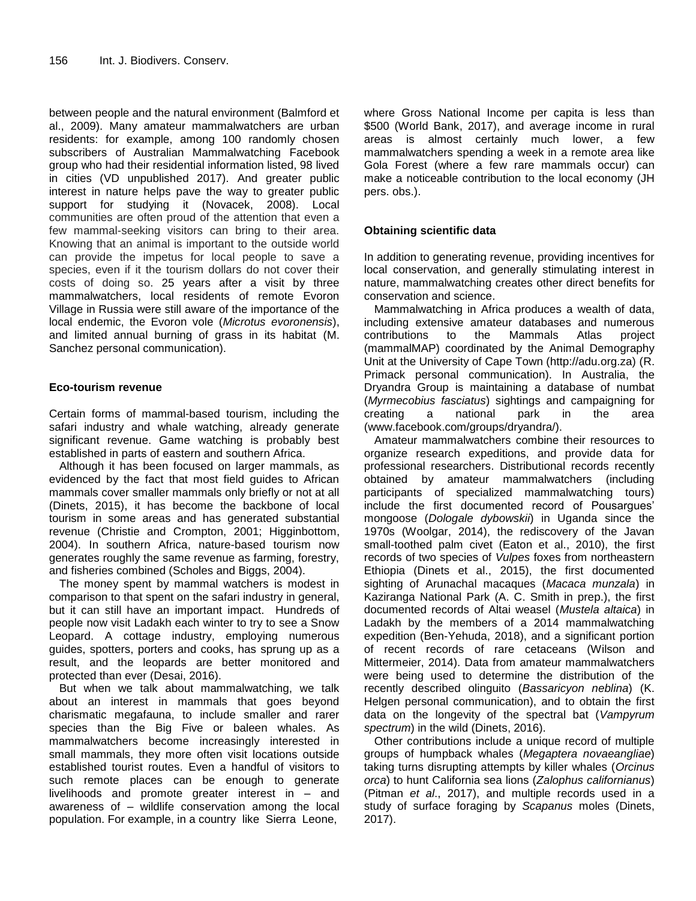between people and the natural environment (Balmford et al., 2009). Many amateur mammalwatchers are urban residents: for example, among 100 randomly chosen subscribers of Australian Mammalwatching Facebook group who had their residential information listed, 98 lived in cities (VD unpublished 2017). And greater public interest in nature helps pave the way to greater public support for studying it (Novacek, 2008). Local communities are often proud of the attention that even a few mammal-seeking visitors can bring to their area. Knowing that an animal is important to the outside world can provide the impetus for local people to save a species, even if it the tourism dollars do not cover their costs of doing so. 25 years after a visit by three mammalwatchers, local residents of remote Evoron Village in Russia were still aware of the importance of the local endemic, the Evoron vole (*Microtus evoronensis*), and limited annual burning of grass in its habitat (M. Sanchez personal communication).

## Eco-tourism revenue

Certain forms of mammal-based tourism, including the safari industry and whale watching, already generate significant revenue. Game watching is probably best established in parts of eastern and southern Africa.

Although it has been focused on larger mammals, as evidenced by the fact that most field guides to African mammals cover smaller mammals only briefly or not at all (Dinets, 2015), it has become the backbone of local tourism in some areas and has generated substantial revenue (Christie and Crompton, 2001; Higginbottom, 2004). In southern Africa, nature-based tourism now generates roughly the same revenue as farming, forestry, and fisheries combined (Scholes and Biggs, 2004).

The money spent by mammal watchers is modest in comparison to that spent on the safari industry in general, but it can still have an important impact. Hundreds of people now visit Ladakh each winter to try to see a Snow Leopard. A cottage industry, employing numerous guides, spotters, porters and cooks, has sprung up as a result, and the leopards are better monitored and protected than ever (Desai, 2016).

But when we talk about mammalwatching, we talk about an interest in mammals that goes beyond charismatic megafauna, to include smaller and rarer species than the Big Five or baleen whales. As mammalwatchers become increasingly interested in small mammals, they more often visit locations outside established tourist routes. Even a handful of visitors to such remote places can be enough to generate livelihoods and promote greater interest in – and awareness of – wildlife conservation among the local population. For example, in a country like Sierra Leone, where Gross National Income per capita is less than $500 (World Bank, 2017), and average income in rural areas is almost certainly much lower, a few mammalwatchers spending a week in a remote area like Gola Forest (where a few rare mammals occur) can make a noticeable contribution to the local economy (JH pers. obs.).

## Obtaining scientific data

In addition to generating revenue, providing incentives for local conservation, and generally stimulating interest in nature, mammalwatching creates other direct benefits for conservation and science.

Mammalwatching in Africa produces a wealth of data, including extensive amateur databases and numerous contributions to the Mammals Atlas project (mammalMAP) coordinated by the Animal Demography Unit at the University of Cape Town (http://adu.org.za) (R. Primack personal communication). In Australia, the Dryandra Group is maintaining a database of numbat (*Myrmecobius fasciatus*) sightings and campaigning for creating a national park in the area (www.facebook.com/groups/dryandra/).

Amateur mammalwatchers combine their resources to organize research expeditions, and provide data for professional researchers. Distributional records recently obtained by amateur mammalwatchers (including participants of specialized mammalwatching tours) include the first documented record of Pousargues' mongoose (*Dologale dybowskii*) in Uganda since the 1970s (Woolgar, 2014), the rediscovery of the Javan small-toothed palm civet (Eaton et al., 2010), the first records of two species of *Vulpes* foxes from northeastern Ethiopia (Dinets et al., 2015), the first documented sighting of Arunachal macaques (*Macaca munzala*) in Kaziranga National Park (A. C. Smith in prep.), the first documented records of Altai weasel (*Mustela altaica*) in Ladakh by the members of a 2014 mammalwatching expedition (Ben-Yehuda, 2018), and a significant portion of recent records of rare cetaceans (Wilson and Mittermeier, 2014). Data from amateur mammalwatchers were being used to determine the distribution of the recently described olinguito (*Bassaricyon neblina*) (K. Helgen personal communication), and to obtain the first data on the longevity of the spectral bat (*Vampyrum spectrum*) in the wild (Dinets, 2016).

Other contributions include a unique record of multiple groups of humpback whales (*Megaptera novaeangliae*) taking turns disrupting attempts by killer whales (*Orcinus orca*) to hunt California sea lions (*Zalophus californianus*) (Pitman *et al*., 2017), and multiple records used in a study of surface foraging by *Scapanus* moles (Dinets, 2017).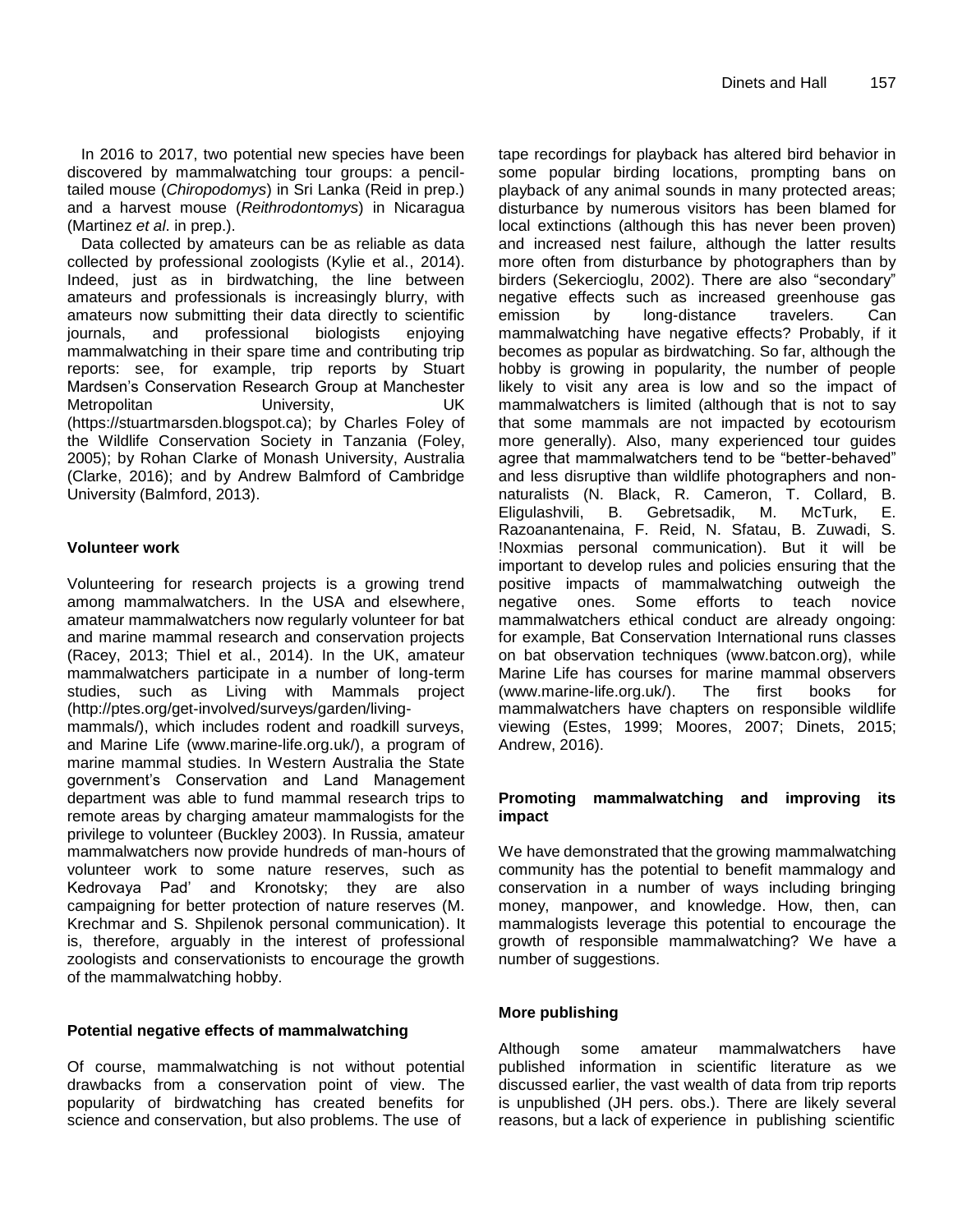In 2016 to 2017, two potential new species have been discovered by mammalwatching tour groups: a pencil-tailed mouse (*Chiropodomys*) in Sri Lanka (Reid in prep.) and a harvest mouse (*Reithrodontomys*) in Nicaragua (Martinez *et al*. in prep.).

Data collected by amateurs can be as reliable as data collected by professional zoologists (Kylie et al., 2014). Indeed, just as in birdwatching, the line between amateurs and professionals is increasingly blurry, with amateurs now submitting their data directly to scientific journals, and professional biologists enjoying mammalwatching in their spare time and contributing trip reports: see, for example, trip reports by Stuart Mardsen's Conservation Research Group at Manchester Metropolitan University, UK (https://stuartmarsden.blogspot.ca); by Charles Foley of the Wildlife Conservation Society in Tanzania (Foley, 2005); by Rohan Clarke of Monash University, Australia (Clarke, 2016); and by Andrew Balmford of Cambridge University (Balmford, 2013).

## Volunteer work

Volunteering for research projects is a growing trend among mammalwatchers. In the USA and elsewhere, amateur mammalwatchers now regularly volunteer for bat and marine mammal research and conservation projects (Racey, 2013; Thiel et al., 2014). In the UK, amateur mammalwatchers participate in a number of long-term studies, such as Living with Mammals project (http://ptes.org/get-involved/surveys/garden/living-mammals/), which includes rodent and roadkill surveys, and Marine Life (www.marine-life.org.uk/), a program of marine mammal studies. In Western Australia the State government's Conservation and Land Management department was able to fund mammal research trips to remote areas by charging amateur mammalogists for the privilege to volunteer (Buckley 2003). In Russia, amateur mammalwatchers now provide hundreds of man-hours of volunteer work to some nature reserves, such as Kedrovaya Pad' and Kronotsky; they are also campaigning for better protection of nature reserves (M. Krechmar and S. Shpilenok personal communication). It is, therefore, arguably in the interest of professional zoologists and conservationists to encourage the growth of the mammalwatching hobby.

## Potential negative effects of mammalwatching

Of course, mammalwatching is not without potential drawbacks from a conservation point of view. The popularity of birdwatching has created benefits for science and conservation, but also problems. The use of tape recordings for playback has altered bird behavior in some popular birding locations, prompting bans on playback of any animal sounds in many protected areas; disturbance by numerous visitors has been blamed for local extinctions (although this has never been proven) and increased nest failure, although the latter results more often from disturbance by photographers than by birders (Sekercioglu, 2002). There are also "secondary" negative effects such as increased greenhouse gas emission by long-distance travelers. Can mammalwatching have negative effects? Probably, if it becomes as popular as birdwatching. So far, although the hobby is growing in popularity, the number of people likely to visit any area is low and so the impact of mammalwatchers is limited (although that is not to say that some mammals are not impacted by ecotourism more generally). Also, many experienced tour guides agree that mammalwatchers tend to be "better-behaved" and less disruptive than wildlife photographers and non-naturalists (N. Black, R. Cameron, T. Collard, B. Eligulashvili, B. Gebretsadik, M. McTurk, E. Razoanantenaina, F. Reid, N. Sfatau, B. Zuwadi, S. !Noxmias personal communication). But it will be important to develop rules and policies ensuring that the positive impacts of mammalwatching outweigh the negative ones. Some efforts to teach novice mammalwatchers ethical conduct are already ongoing: for example, Bat Conservation International runs classes on bat observation techniques (www.batcon.org), while Marine Life has courses for marine mammal observers (www.marine-life.org.uk/). The first books for mammalwatchers have chapters on responsible wildlife viewing (Estes, 1999; Moores, 2007; Dinets, 2015; Andrew, 2016).

## Promoting mammalwatching and improving its impact

We have demonstrated that the growing mammalwatching community has the potential to benefit mammalogy and conservation in a number of ways including bringing money, manpower, and knowledge. How, then, can mammalogists leverage this potential to encourage the growth of responsible mammalwatching? We have a number of suggestions.

## More publishing

Although some amateur mammalwatchers have published information in scientific literature as we discussed earlier, the vast wealth of data from trip reports is unpublished (JH pers. obs.). There are likely several reasons, but a lack of experience in publishing scientific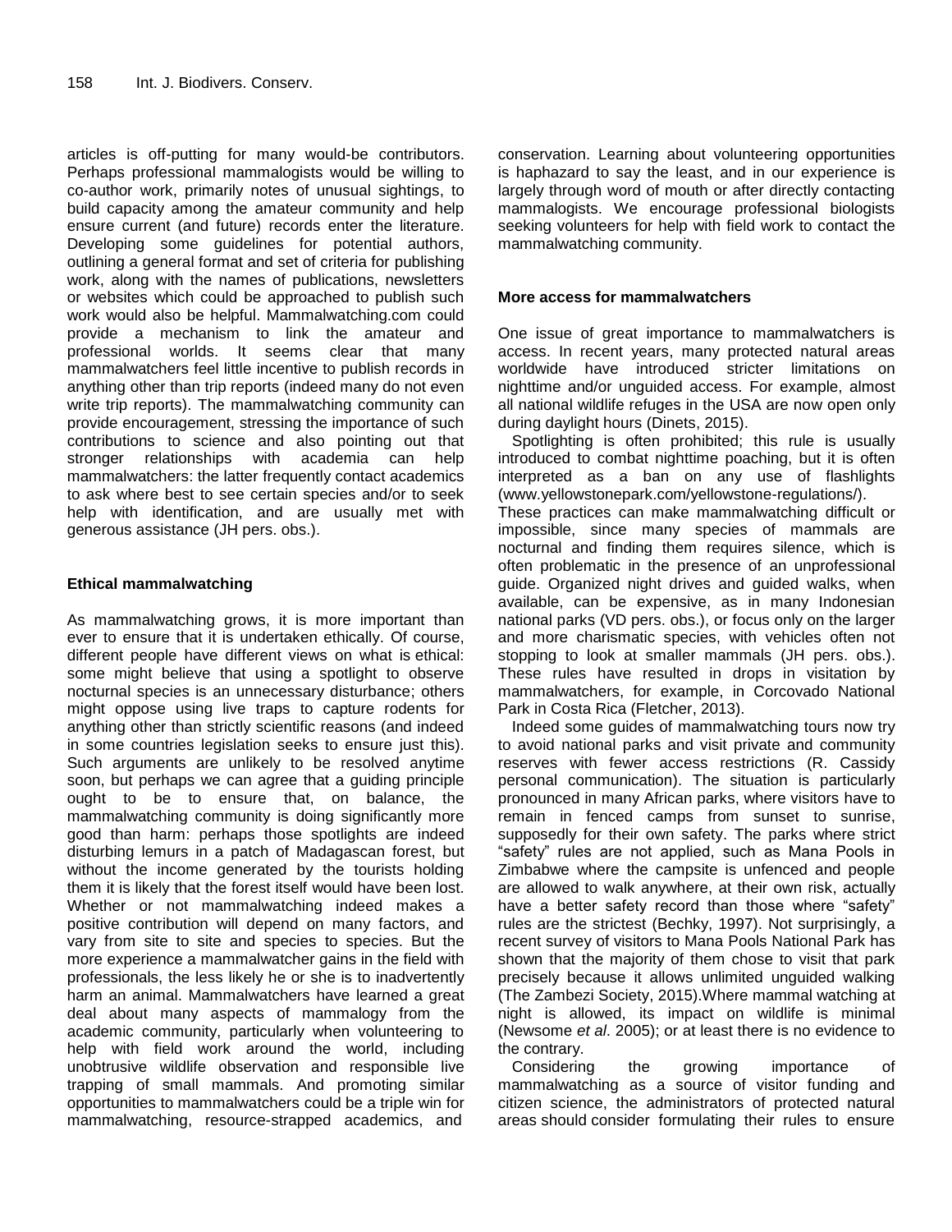articles is off-putting for many would-be contributors. Perhaps professional mammalogists would be willing to co-author work, primarily notes of unusual sightings, to build capacity among the amateur community and help ensure current (and future) records enter the literature. Developing some guidelines for potential authors, outlining a general format and set of criteria for publishing work, along with the names of publications, newsletters or websites which could be approached to publish such work would also be helpful. Mammalwatching.com could provide a mechanism to link the amateur and professional worlds. It seems clear that many mammalwatchers feel little incentive to publish records in anything other than trip reports (indeed many do not even write trip reports). The mammalwatching community can provide encouragement, stressing the importance of such contributions to science and also pointing out that stronger relationships with academia can help mammalwatchers: the latter frequently contact academics to ask where best to see certain species and/or to seek help with identification, and are usually met with generous assistance (JH pers. obs.).

### Ethical mammalwatching

As mammalwatching grows, it is more important than ever to ensure that it is undertaken ethically. Of course, different people have different views on what is ethical: some might believe that using a spotlight to observe nocturnal species is an unnecessary disturbance; others might oppose using live traps to capture rodents for anything other than strictly scientific reasons (and indeed in some countries legislation seeks to ensure just this). Such arguments are unlikely to be resolved anytime soon, but perhaps we can agree that a guiding principle ought to be to ensure that, on balance, the mammalwatching community is doing significantly more good than harm: perhaps those spotlights are indeed disturbing lemurs in a patch of Madagascan forest, but without the income generated by the tourists holding them it is likely that the forest itself would have been lost. Whether or not mammalwatching indeed makes a positive contribution will depend on many factors, and vary from site to site and species to species. But the more experience a mammalwatcher gains in the field with professionals, the less likely he or she is to inadvertently harm an animal. Mammalwatchers have learned a great deal about many aspects of mammalogy from the academic community, particularly when volunteering to help with field work around the world, including unobtrusive wildlife observation and responsible live trapping of small mammals. And promoting similar opportunities to mammalwatchers could be a triple win for mammalwatching, resource-strapped academics, and conservation. Learning about volunteering opportunities is haphazard to say the least, and in our experience is largely through word of mouth or after directly contacting mammalogists. We encourage professional biologists seeking volunteers for help with field work to contact the mammalwatching community.

### More access for mammalwatchers

One issue of great importance to mammalwatchers is access. In recent years, many protected natural areas worldwide have introduced stricter limitations on nighttime and/or unguided access. For example, almost all national wildlife refuges in the USA are now open only during daylight hours (Dinets, 2015).

Spotlighting is often prohibited; this rule is usually introduced to combat nighttime poaching, but it is often interpreted as a ban on any use of flashlights (www.yellowstonepark.com/yellowstone-regulations/). These practices can make mammalwatching difficult or impossible, since many species of mammals are nocturnal and finding them requires silence, which is often problematic in the presence of an unprofessional guide. Organized night drives and guided walks, when available, can be expensive, as in many Indonesian national parks (VD pers. obs.), or focus only on the larger and more charismatic species, with vehicles often not stopping to look at smaller mammals (JH pers. obs.). These rules have resulted in drops in visitation by mammalwatchers, for example, in Corcovado National Park in Costa Rica (Fletcher, 2013).

Indeed some guides of mammalwatching tours now try to avoid national parks and visit private and community reserves with fewer access restrictions (R. Cassidy personal communication). The situation is particularly pronounced in many African parks, where visitors have to remain in fenced camps from sunset to sunrise, supposedly for their own safety. The parks where strict "safety" rules are not applied, such as Mana Pools in Zimbabwe where the campsite is unfenced and people are allowed to walk anywhere, at their own risk, actually have a better safety record than those where "safety" rules are the strictest (Bechky, 1997). Not surprisingly, a recent survey of visitors to Mana Pools National Park has shown that the majority of them chose to visit that park precisely because it allows unlimited unguided walking (The Zambezi Society, 2015).Where mammal watching at night is allowed, its impact on wildlife is minimal (Newsome *et al*. 2005); or at least there is no evidence to the contrary.

Considering the growing importance of mammalwatching as a source of visitor funding and citizen science, the administrators of protected natural areas should consider formulating their rules to ensure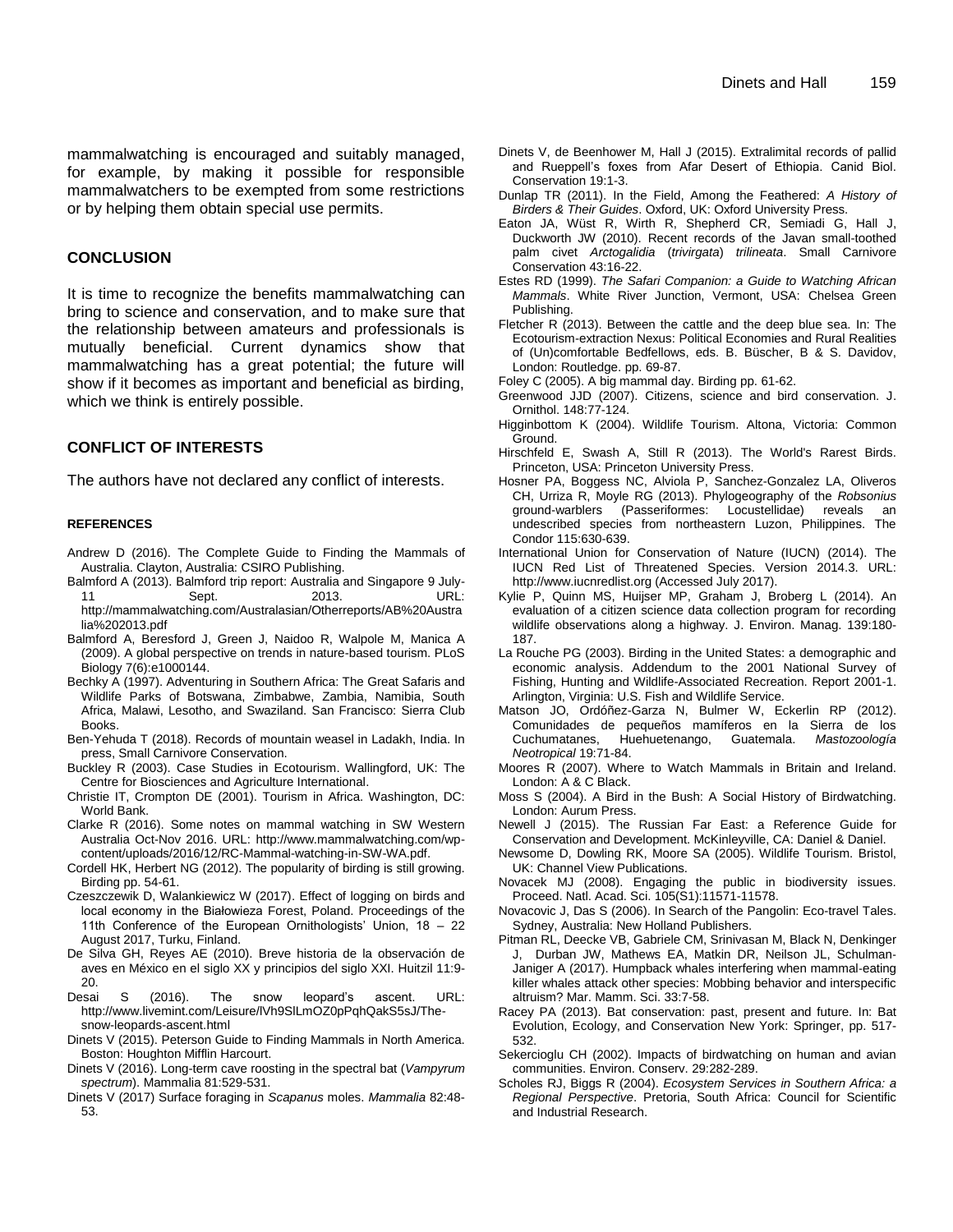mammalwatching is encouraged and suitably managed, for example, by making it possible for responsible mammalwatchers to be exempted from some restrictions or by helping them obtain special use permits.

## CONCLUSION

It is time to recognize the benefits mammalwatching can bring to science and conservation, and to make sure that the relationship between amateurs and professionals is mutually beneficial. Current dynamics show that mammalwatching has a great potential; the future will show if it becomes as important and beneficial as birding, which we think is entirely possible.

## CONFLICT OF INTERESTS

The authors have not declared any conflict of interests.

### REFERENCES

Andrew D (2016). The Complete Guide to Finding the Mammals of Australia. Clayton, Australia: CSIRO Publishing.

Balmford A (2013). Balmford trip report: Australia and Singapore 9 July-11 Sept. 2013. URL: http://mammalwatching.com/Australasian/Otherreports/AB%20Australia%202013.pdf

Balmford A, Beresford J, Green J, Naidoo R, Walpole M, Manica A (2009). A global perspective on trends in nature-based tourism. PLoS Biology 7(6):e1000144.

Bechky A (1997). Adventuring in Southern Africa: The Great Safaris and Wildlife Parks of Botswana, Zimbabwe, Zambia, Namibia, South Africa, Malawi, Lesotho, and Swaziland. San Francisco: Sierra Club Books.

Ben-Yehuda T (2018). Records of mountain weasel in Ladakh, India. In press, Small Carnivore Conservation.

Buckley R (2003). Case Studies in Ecotourism. Wallingford, UK: The Centre for Biosciences and Agriculture International.

Christie IT, Crompton DE (2001). Tourism in Africa. Washington, DC: World Bank.

Clarke R (2016). Some notes on mammal watching in SW Western Australia Oct-Nov 2016. URL: http://www.mammalwatching.com/wp-content/uploads/2016/12/RC-Mammal-watching-in-SW-WA.pdf.

Cordell HK, Herbert NG (2012). The popularity of birding is still growing. Birding pp. 54-61.

Czeszczewik D, Walankiewicz W (2017). Effect of logging on birds and local economy in the Białowieza Forest, Poland. Proceedings of the 11th Conference of the European Ornithologists' Union, 18 – 22 August 2017, Turku, Finland.

De Silva GH, Reyes AE (2010). Breve historia de la observación de aves en México en el siglo XX y principios del siglo XXI. Huitzil 11:9-20.

Desai S (2016). The snow leopard's ascent. URL: http://www.livemint.com/Leisure/lVh9SlLmOZ0pPqhQakS5sJ/The-snow-leopards-ascent.html

Dinets V (2015). Peterson Guide to Finding Mammals in North America. Boston: Houghton Mifflin Harcourt.

Dinets V (2016). Long-term cave roosting in the spectral bat (*Vampyrum spectrum*). Mammalia 81:529-531.

Dinets V (2017) Surface foraging in *Scapanus* moles. *Mammalia* 82:48-53.

Dinets V, de Beenhower M, Hall J (2015). Extralimital records of pallid and Rueppell's foxes from Afar Desert of Ethiopia. Canid Biol. Conservation 19:1-3.

Dunlap TR (2011). In the Field, Among the Feathered: *A History of Birders & Their Guides*. Oxford, UK: Oxford University Press.

Eaton JA, Wüst R, Wirth R, Shepherd CR, Semiadi G, Hall J, Duckworth JW (2010). Recent records of the Javan small-toothed palm civet *Arctogalidia* (*trivirgata*) *trilineata*. Small Carnivore Conservation 43:16-22.

Estes RD (1999). *The Safari Companion: a Guide to Watching African Mammals*. White River Junction, Vermont, USA: Chelsea Green Publishing.

Fletcher R (2013). Between the cattle and the deep blue sea. In: The Ecotourism-extraction Nexus: Political Economies and Rural Realities of (Un)comfortable Bedfellows, eds. B. Büscher, B & S. Davidov, London: Routledge. pp. 69-87.

Foley C (2005). A big mammal day. Birding pp. 61-62.

Greenwood JJD (2007). Citizens, science and bird conservation. J. Ornithol. 148:77-124.

Higginbottom K (2004). Wildlife Tourism. Altona, Victoria: Common Ground.

Hirschfeld E, Swash A, Still R (2013). The World's Rarest Birds. Princeton, USA: Princeton University Press.

Hosner PA, Boggess NC, Alviola P, Sanchez-Gonzalez LA, Oliveros CH, Urriza R, Moyle RG (2013). Phylogeography of the *Robsonius* ground-warblers (Passeriformes: Locustellidae) reveals an undescribed species from northeastern Luzon, Philippines. The Condor 115:630-639.

International Union for Conservation of Nature (IUCN) (2014). The IUCN Red List of Threatened Species. Version 2014.3. URL: http://www.iucnredlist.org (Accessed July 2017).

Kylie P, Quinn MS, Huijser MP, Graham J, Broberg L (2014). An evaluation of a citizen science data collection program for recording wildlife observations along a highway. J. Environ. Manag. 139:180-187.

La Rouche PG (2003). Birding in the United States: a demographic and economic analysis. Addendum to the 2001 National Survey of Fishing, Hunting and Wildlife-Associated Recreation. Report 2001-1. Arlington, Virginia: U.S. Fish and Wildlife Service.

Matson JO, Ordóñez-Garza N, Bulmer W, Eckerlin RP (2012). Comunidades de pequeños mamíferos en la Sierra de los Cuchumatanes, Huehuetenango, Guatemala. *Mastozoología Neotropical* 19:71-84.

Moores R (2007). Where to Watch Mammals in Britain and Ireland. London: A & C Black.

Moss S (2004). A Bird in the Bush: A Social History of Birdwatching. London: Aurum Press.

Newell J (2015). The Russian Far East: a Reference Guide for Conservation and Development. McKinleyville, CA: Daniel & Daniel.

Newsome D, Dowling RK, Moore SA (2005). Wildlife Tourism. Bristol, UK: Channel View Publications.

Novacek MJ (2008). Engaging the public in biodiversity issues. Proceed. Natl. Acad. Sci. 105(S1):11571-11578.

Novacovic J, Das S (2006). In Search of the Pangolin: Eco-travel Tales. Sydney, Australia: New Holland Publishers.

Pitman RL, Deecke VB, Gabriele CM, Srinivasan M, Black N, Denkinger J, Durban JW, Mathews EA, Matkin DR, Neilson JL, Schulman-Janiger A (2017). Humpback whales interfering when mammal-eating killer whales attack other species: Mobbing behavior and interspecific altruism? Mar. Mamm. Sci. 33:7-58.

Racey PA (2013). Bat conservation: past, present and future. In: Bat Evolution, Ecology, and Conservation New York: Springer, pp. 517-532.

Sekercioglu CH (2002). Impacts of birdwatching on human and avian communities. Environ. Conserv. 29:282-289.

Scholes RJ, Biggs R (2004). *Ecosystem Services in Southern Africa: a Regional Perspective*. Pretoria, South Africa: Council for Scientific and Industrial Research.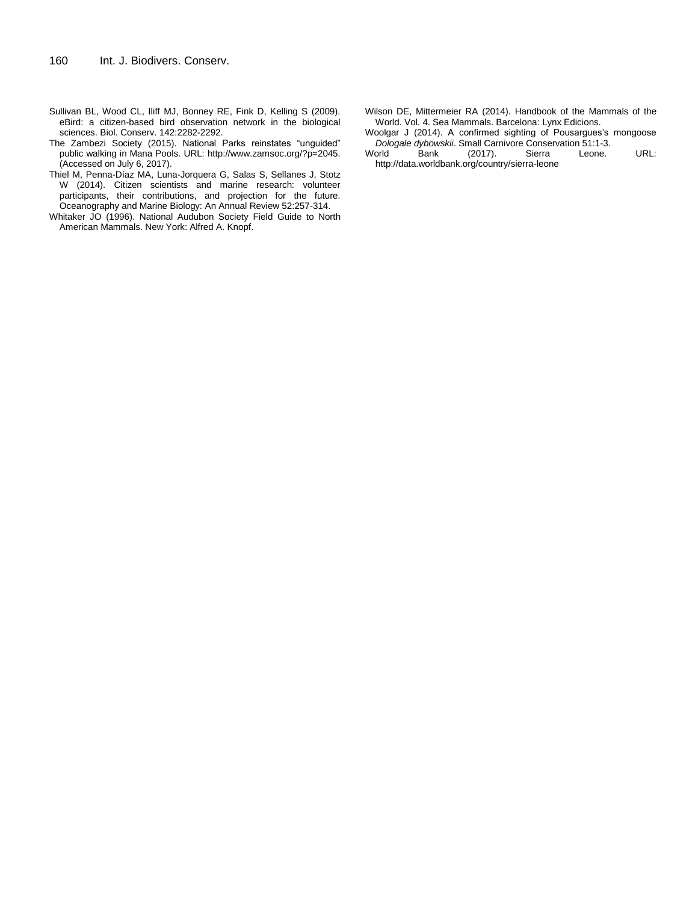Sullivan BL, Wood CL, Iliff MJ, Bonney RE, Fink D, Kelling S (2009). eBird: a citizen-based bird observation network in the biological sciences. Biol. Conserv. 142:2282-2292.

The Zambezi Society (2015). National Parks reinstates "unguided" public walking in Mana Pools. URL: http://www.zamsoc.org/?p=2045. (Accessed on July 6, 2017).

Thiel M, Penna-Díaz MA, Luna-Jorquera G, Salas S, Sellanes J, Stotz W (2014). Citizen scientists and marine research: volunteer participants, their contributions, and projection for the future. Oceanography and Marine Biology: An Annual Review 52:257-314.

Whitaker JO (1996). National Audubon Society Field Guide to North American Mammals. New York: Alfred A. Knopf.

Wilson DE, Mittermeier RA (2014). Handbook of the Mammals of the World. Vol. 4. Sea Mammals. Barcelona: Lynx Edicions.

Woolgar J (2014). A confirmed sighting of Pousargues's mongoose *Dologale dybowskii*. Small Carnivore Conservation 51:1-3.

World Bank (2017). Sierra Leone. URL: http://data.worldbank.org/country/sierra-leone